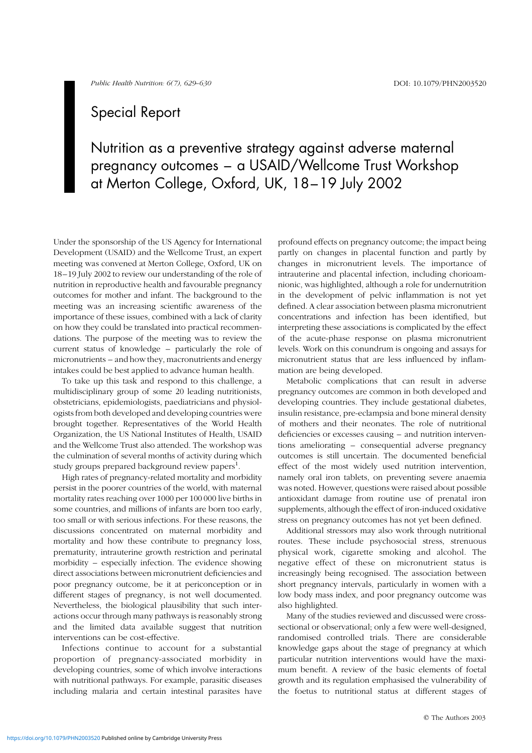## Special Report

# Nutrition as a preventive strategy against adverse maternal pregnancy outcomes – a USAID/Wellcome Trust Workshop at Merton College, Oxford, UK, 18–19 July 2002

Under the sponsorship of the US Agency for International Development (USAID) and the Wellcome Trust, an expert meeting was convened at Merton College, Oxford, UK on 18–19 July 2002 to review our understanding of the role of nutrition in reproductive health and favourable pregnancy outcomes for mother and infant. The background to the meeting was an increasing scientific awareness of the importance of these issues, combined with a lack of clarity on how they could be translated into practical recommendations. The purpose of the meeting was to review the current status of knowledge – particularly the role of micronutrients – and how they, macronutrients and energy intakes could be best applied to advance human health.

To take up this task and respond to this challenge, a multidisciplinary group of some 20 leading nutritionists, obstetricians, epidemiologists, paediatricians and physiologists from both developed and developing countries were brought together. Representatives of the World Health Organization, the US National Institutes of Health, USAID and the Wellcome Trust also attended. The workshop was the culmination of several months of activity during which study groups prepared background review papers[1].

High rates of pregnancy-related mortality and morbidity persist in the poorer countries of the world, with maternal mortality rates reaching over 1000 per 100 000 live births in some countries, and millions of infants are born too early, too small or with serious infections. For these reasons, the discussions concentrated on maternal morbidity and mortality and how these contribute to pregnancy loss, prematurity, intrauterine growth restriction and perinatal morbidity – especially infection. The evidence showing direct associations between micronutrient deficiencies and poor pregnancy outcome, be it at periconception or in different stages of pregnancy, is not well documented. Nevertheless, the biological plausibility that such interactions occur through many pathways is reasonably strong and the limited data available suggest that nutrition interventions can be cost-effective.

Infections continue to account for a substantial proportion of pregnancy-associated morbidity in developing countries, some of which involve interactions with nutritional pathways. For example, parasitic diseases including malaria and certain intestinal parasites have profound effects on pregnancy outcome; the impact being partly on changes in placental function and partly by changes in micronutrient levels. The importance of intrauterine and placental infection, including chorioamnionic, was highlighted, although a role for undernutrition in the development of pelvic inflammation is not yet defined. A clear association between plasma micronutrient concentrations and infection has been identified, but interpreting these associations is complicated by the effect of the acute-phase response on plasma micronutrient levels. Work on this conundrum is ongoing and assays for micronutrient status that are less influenced by inflammation are being developed.

Metabolic complications that can result in adverse pregnancy outcomes are common in both developed and developing countries. They include gestational diabetes, insulin resistance, pre-eclampsia and bone mineral density of mothers and their neonates. The role of nutritional deficiencies or excesses causing – and nutrition interventions ameliorating – consequential adverse pregnancy outcomes is still uncertain. The documented beneficial effect of the most widely used nutrition intervention, namely oral iron tablets, on preventing severe anaemia was noted. However, questions were raised about possible antioxidant damage from routine use of prenatal iron supplements, although the effect of iron-induced oxidative stress on pregnancy outcomes has not yet been defined.

Additional stressors may also work through nutritional routes. These include psychosocial stress, strenuous physical work, cigarette smoking and alcohol. The negative effect of these on micronutrient status is increasingly being recognised. The association between short pregnancy intervals, particularly in women with a low body mass index, and poor pregnancy outcome was also highlighted.

Many of the studies reviewed and discussed were cross-sectional or observational; only a few were well-designed, randomised controlled trials. There are considerable knowledge gaps about the stage of pregnancy at which particular nutrition interventions would have the maximum benefit. A review of the basic elements of foetal growth and its regulation emphasised the vulnerability of the foetus to nutritional status at different stages of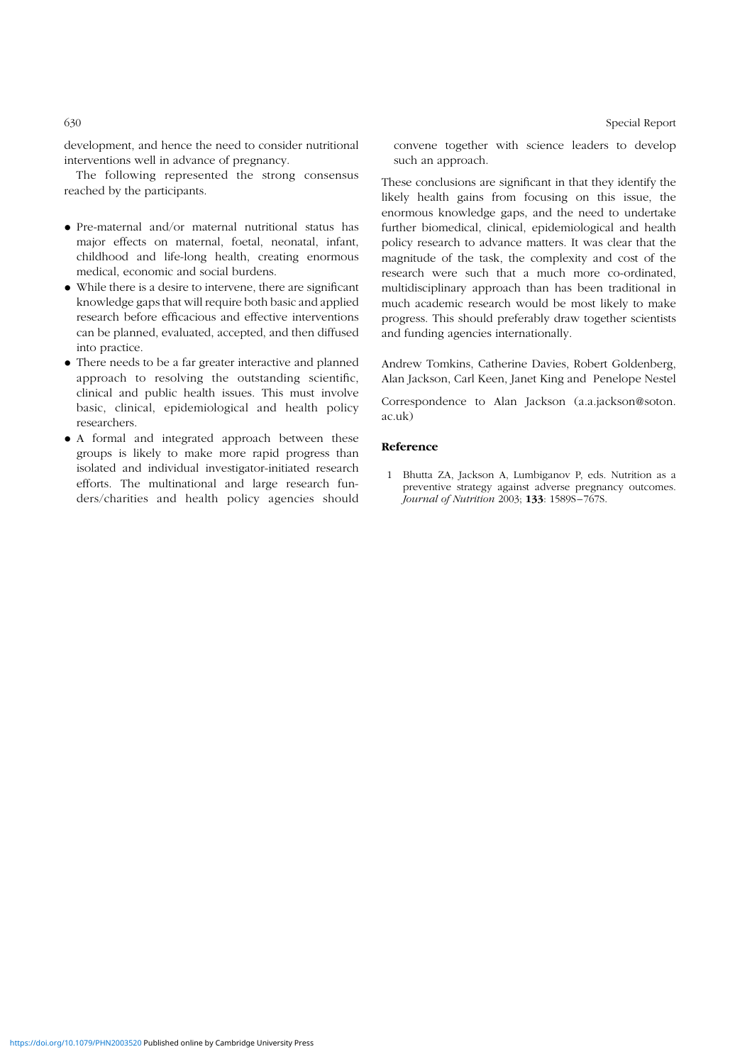development, and hence the need to consider nutritional interventions well in advance of pregnancy.

The following represented the strong consensus reached by the participants.

- Pre-maternal and/or maternal nutritional status has major effects on maternal, foetal, neonatal, infant, childhood and life-long health, creating enormous medical, economic and social burdens.
- While there is a desire to intervene, there are significant knowledge gaps that will require both basic and applied research before efficacious and effective interventions can be planned, evaluated, accepted, and then diffused into practice.
- There needs to be a far greater interactive and planned approach to resolving the outstanding scientific, clinical and public health issues. This must involve basic, clinical, epidemiological and health policy researchers.
- A formal and integrated approach between these groups is likely to make more rapid progress than isolated and individual investigator-initiated research efforts. The multinational and large research funders/charities and health policy agencies should convene together with science leaders to develop such an approach.

These conclusions are significant in that they identify the likely health gains from focusing on this issue, the enormous knowledge gaps, and the need to undertake further biomedical, clinical, epidemiological and health policy research to advance matters. It was clear that the magnitude of the task, the complexity and cost of the research were such that a much more co-ordinated, multidisciplinary approach than has been traditional in much academic research would be most likely to make progress. This should preferably draw together scientists and funding agencies internationally.

Andrew Tomkins, Catherine Davies, Robert Goldenberg, Alan Jackson, Carl Keen, Janet King and Penelope Nestel

Correspondence to Alan Jackson (a.a.jackson@soton.ac.uk)

## Reference

1 Bhutta ZA, Jackson A, Lumbiganov P, eds. Nutrition as a preventive strategy against adverse pregnancy outcomes. *Journal of Nutrition* 2003; **133**: 1589S–767S.